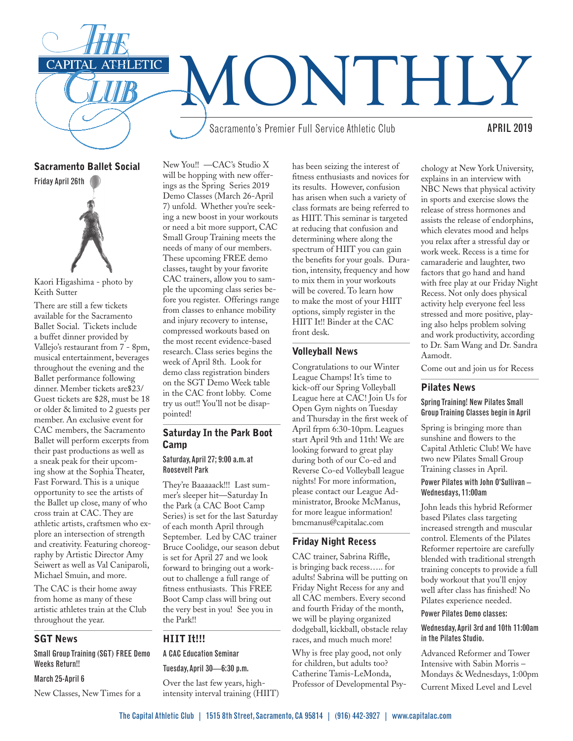# THE CAPITAL ATHLETIC CLUB MONTHLY

Sacramento's Premier Full Service Athletic Club

APRIL 2019

## Sacramento Ballet Social

Friday April 26th

Kaori Higashima - photo by Keith Sutter

There are still a few tickets available for the Sacramento Ballet Social. Tickets include a buffet dinner provided by Vallejo's restaurant from 7 - 8pm, musical entertainment, beverages throughout the evening and the Ballet performance following dinner. Member tickets are$23/ Guest tickets are $28, must be 18 or older & limited to 2 guests per member. An exclusive event for CAC members, the Sacramento Ballet will perform excerpts from their past productions as well as a sneak peak for their upcoming show at the Sophia Theater, Fast Forward. This is a unique opportunity to see the artists of the Ballet up close, many of who cross train at CAC. They are athletic artists, craftsmen who explore an intersection of strength and creativity. Featuring choreography by Artistic Director Amy Seiwert as well as Val Caniparoli, Michael Smuin, and more.

The CAC is their home away from home as many of these artistic athletes train at the Club throughout the year.

## SGT News

**Small Group Training (SGT) FREE Demo Weeks Return!!**

**March 25-April 6**

New Classes, New Times for a New You!! —CAC's Studio X will be hopping with new offerings as the Spring Series 2019 Demo Classes (March 26-April 7) unfold. Whether you're seeking a new boost in your workouts or need a bit more support, CAC Small Group Training meets the needs of many of our members. These upcoming FREE demo classes, taught by your favorite CAC trainers, allow you to sample the upcoming class series before you register. Offerings range from classes to enhance mobility and injury recovery to intense, compressed workouts based on the most recent evidence-based research. Class series begins the week of April 8th. Look for demo class registration binders on the SGT Demo Week table in the CAC front lobby. Come try us out!! You'll not be disappointed!

## Saturday In the Park Boot Camp

**Saturday, April 27; 9:00 a.m. at Roosevelt Park**

They're Baaaaack!!! Last summer's sleeper hit—Saturday In the Park (a CAC Boot Camp Series) is set for the last Saturday of each month April through September. Led by CAC trainer Bruce Coolidge, our season debut is set for April 27 and we look forward to bringing out a workout to challenge a full range of fitness enthusiasts. This FREE Boot Camp class will bring out the very best in you! See you in the Park!!

## HIIT It!!!

**A CAC Education Seminar**

**Tuesday, April 30—6:30 p.m.**

Over the last few years, high-intensity interval training (HIIT) has been seizing the interest of fitness enthusiasts and novices for its results. However, confusion has arisen when such a variety of class formats are being referred to as HIIT. This seminar is targeted at reducing that confusion and determining where along the spectrum of HIIT you can gain the benefits for your goals. Duration, intensity, frequency and how to mix them in your workouts will be covered. To learn how to make the most of your HIIT options, simply register in the HIIT It!! Binder at the CAC front desk.

## Volleyball News

Congratulations to our Winter League Champs! It's time to kick-off our Spring Volleyball League here at CAC! Join Us for Open Gym nights on Tuesday and Thursday in the first week of April frpm 6:30-10pm. Leagues start April 9th and 11th! We are looking forward to great play during both of our Co-ed and Reverse Co-ed Volleyball league nights! For more information, please contact our League Administrator, Brooke McManus, for more league information! bmcmanus@capitalac.com

## Friday Night Recess

CAC trainer, Sabrina Riffle, is bringing back recess….. for adults! Sabrina will be putting on Friday Night Recess for any and all CAC members. Every second and fourth Friday of the month, we will be playing organized dodgeball, kickball, obstacle relay races, and much much more!

Why is free play good, not only for children, but adults too? Catherine Tamis-LeMonda, Professor of Developmental Psychology at New York University, explains in an interview with NBC News that physical activity in sports and exercise slows the release of stress hormones and assists the release of endorphins, which elevates mood and helps you relax after a stressful day or work week. Recess is a time for camaraderie and laughter, two factors that go hand and hand with free play at our Friday Night Recess. Not only does physical activity help everyone feel less stressed and more positive, playing also helps problem solving and work productivity, according to Dr. Sam Wang and Dr. Sandra Aamodt.

Come out and join us for Recess

## Pilates News

**Spring Training! New Pilates Small Group Training Classes begin in April**

Spring is bringing more than sunshine and flowers to the Capital Athletic Club! We have two new Pilates Small Group Training classes in April.

**Power Pilates with John O'Sullivan – Wednesdays, 11:00am**

John leads this hybrid Reformer based Pilates class targeting increased strength and muscular control. Elements of the Pilates Reformer repertoire are carefully blended with traditional strength training concepts to provide a full body workout that you'll enjoy well after class has finished! No Pilates experience needed.

**Power Pilates Demo classes:**

**Wednesday, April 3rd and 10th 11:00am in the Pilates Studio.**

Advanced Reformer and Tower Intensive with Sabin Morris – Mondays & Wednesdays, 1:00pm

Current Mixed Level and Level

The Capital Athletic Club | 1515 8th Street, Sacramento, CA 95814 | (916) 442-3927 | www.capitalac.com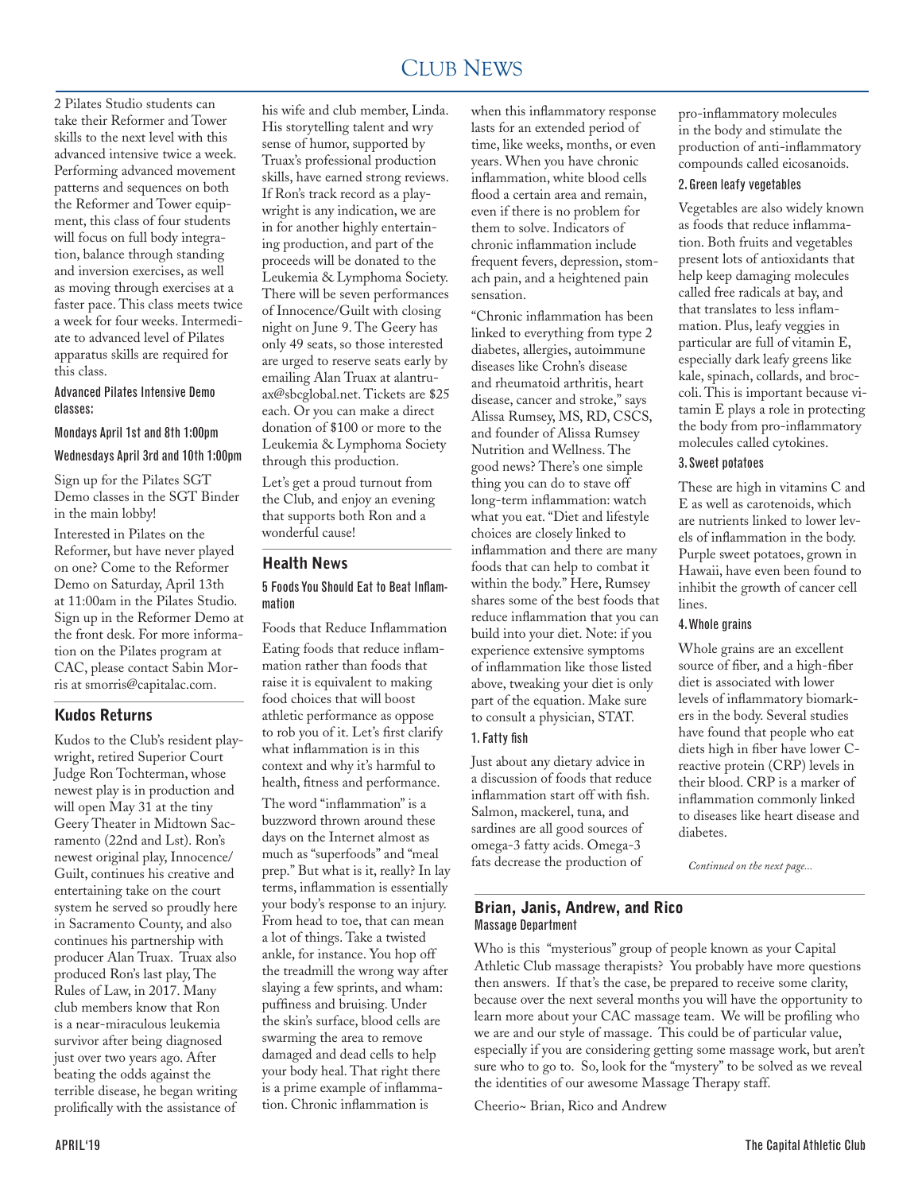# Club News

2 Pilates Studio students can take their Reformer and Tower skills to the next level with this advanced intensive twice a week. Performing advanced movement patterns and sequences on both the Reformer and Tower equipment, this class of four students will focus on full body integration, balance through standing and inversion exercises, as well as moving through exercises at a faster pace. This class meets twice a week for four weeks. Intermediate to advanced level of Pilates apparatus skills are required for this class.

**Advanced Pilates Intensive Demo classes:**

**Mondays April 1st and 8th 1:00pm**

**Wednesdays April 3rd and 10th 1:00pm**

Sign up for the Pilates SGT Demo classes in the SGT Binder in the main lobby!

Interested in Pilates on the Reformer, but have never played on one? Come to the Reformer Demo on Saturday, April 13th at 11:00am in the Pilates Studio. Sign up in the Reformer Demo at the front desk. For more information on the Pilates program at CAC, please contact Sabin Morris at smorris@capitalac.com.

## Kudos Returns

Kudos to the Club's resident playwright, retired Superior Court Judge Ron Tochterman, whose newest play is in production and will open May 31 at the tiny Geery Theater in Midtown Sacramento (22nd and Lst). Ron's newest original play, Innocence/Guilt, continues his creative and entertaining take on the court system he served so proudly here in Sacramento County, and also continues his partnership with producer Alan Truax. Truax also produced Ron's last play, The Rules of Law, in 2017. Many club members know that Ron is a near-miraculous leukemia survivor after being diagnosed just over two years ago. After beating the odds against the terrible disease, he began writing prolifically with the assistance of his wife and club member, Linda. His storytelling talent and wry sense of humor, supported by Truax's professional production skills, have earned strong reviews. If Ron's track record as a playwright is any indication, we are in for another highly entertaining production, and part of the proceeds will be donated to the Leukemia & Lymphoma Society. There will be seven performances of Innocence/Guilt with closing night on June 9. The Geery has only 49 seats, so those interested are urged to reserve seats early by emailing Alan Truax at alantruax@sbcglobal.net. Tickets are $25 each. Or you can make a direct donation of $100 or more to the Leukemia & Lymphoma Society through this production.

Let's get a proud turnout from the Club, and enjoy an evening that supports both Ron and a wonderful cause!

## Health News

### 5 Foods You Should Eat to Beat Inflammation

Foods that Reduce Inflammation

Eating foods that reduce inflammation rather than foods that raise it is equivalent to making food choices that will boost athletic performance as oppose to rob you of it. Let's first clarify what inflammation is in this context and why it's harmful to health, fitness and performance.

The word "inflammation" is a buzzword thrown around these days on the Internet almost as much as "superfoods" and "meal prep." But what is it, really? In lay terms, inflammation is essentially your body's response to an injury. From head to toe, that can mean a lot of things. Take a twisted ankle, for instance. You hop off the treadmill the wrong way after slaying a few sprints, and wham: puffiness and bruising. Under the skin's surface, blood cells are swarming the area to remove damaged and dead cells to help your body heal. That right there is a prime example of inflammation. Chronic inflammation is when this inflammatory response lasts for an extended period of time, like weeks, months, or even years. When you have chronic inflammation, white blood cells flood a certain area and remain, even if there is no problem for them to solve. Indicators of chronic inflammation include frequent fevers, depression, stomach pain, and a heightened pain sensation.

"Chronic inflammation has been linked to everything from type 2 diabetes, allergies, autoimmune diseases like Crohn's disease and rheumatoid arthritis, heart disease, cancer and stroke," says Alissa Rumsey, MS, RD, CSCS, and founder of Alissa Rumsey Nutrition and Wellness. The good news? There's one simple thing you can do to stave off long-term inflammation: watch what you eat. "Diet and lifestyle choices are closely linked to inflammation and there are many foods that can help to combat it within the body." Here, Rumsey shares some of the best foods that reduce inflammation that you can build into your diet. Note: if you experience extensive symptoms of inflammation like those listed above, tweaking your diet is only part of the equation. Make sure to consult a physician, STAT.

#### 1. Fatty fish

Just about any dietary advice in a discussion of foods that reduce inflammation start off with fish. Salmon, mackerel, tuna, and sardines are all good sources of omega-3 fatty acids. Omega-3 fats decrease the production of pro-inflammatory molecules in the body and stimulate the production of anti-inflammatory compounds called eicosanoids.

#### 2. Green leafy vegetables

Vegetables are also widely known as foods that reduce inflammation. Both fruits and vegetables present lots of antioxidants that help keep damaging molecules called free radicals at bay, and that translates to less inflammation. Plus, leafy veggies in particular are full of vitamin E, especially dark leafy greens like kale, spinach, collards, and broccoli. This is important because vitamin E plays a role in protecting the body from pro-inflammatory molecules called cytokines.

#### 3. Sweet potatoes

These are high in vitamins C and E as well as carotenoids, which are nutrients linked to lower levels of inflammation in the body. Purple sweet potatoes, grown in Hawaii, have even been found to inhibit the growth of cancer cell lines.

#### 4. Whole grains

Whole grains are an excellent source of fiber, and a high-fiber diet is associated with lower levels of inflammatory biomarkers in the body. Several studies have found that people who eat diets high in fiber have lower C-reactive protein (CRP) levels in their blood. CRP is a marker of inflammation commonly linked to diseases like heart disease and diabetes.

*Continued on the next page...*

## Brian, Janis, Andrew, and Rico

**Massage Department**

Who is this "mysterious" group of people known as your Capital Athletic Club massage therapists? You probably have more questions then answers. If that's the case, be prepared to receive some clarity, because over the next several months you will have the opportunity to learn more about your CAC massage team. We will be profiling who we are and our style of massage. This could be of particular value, especially if you are considering getting some massage work, but aren't sure who to go to. So, look for the "mystery" to be solved as we reveal the identities of our awesome Massage Therapy staff.

Cheerio~ Brian, Rico and Andrew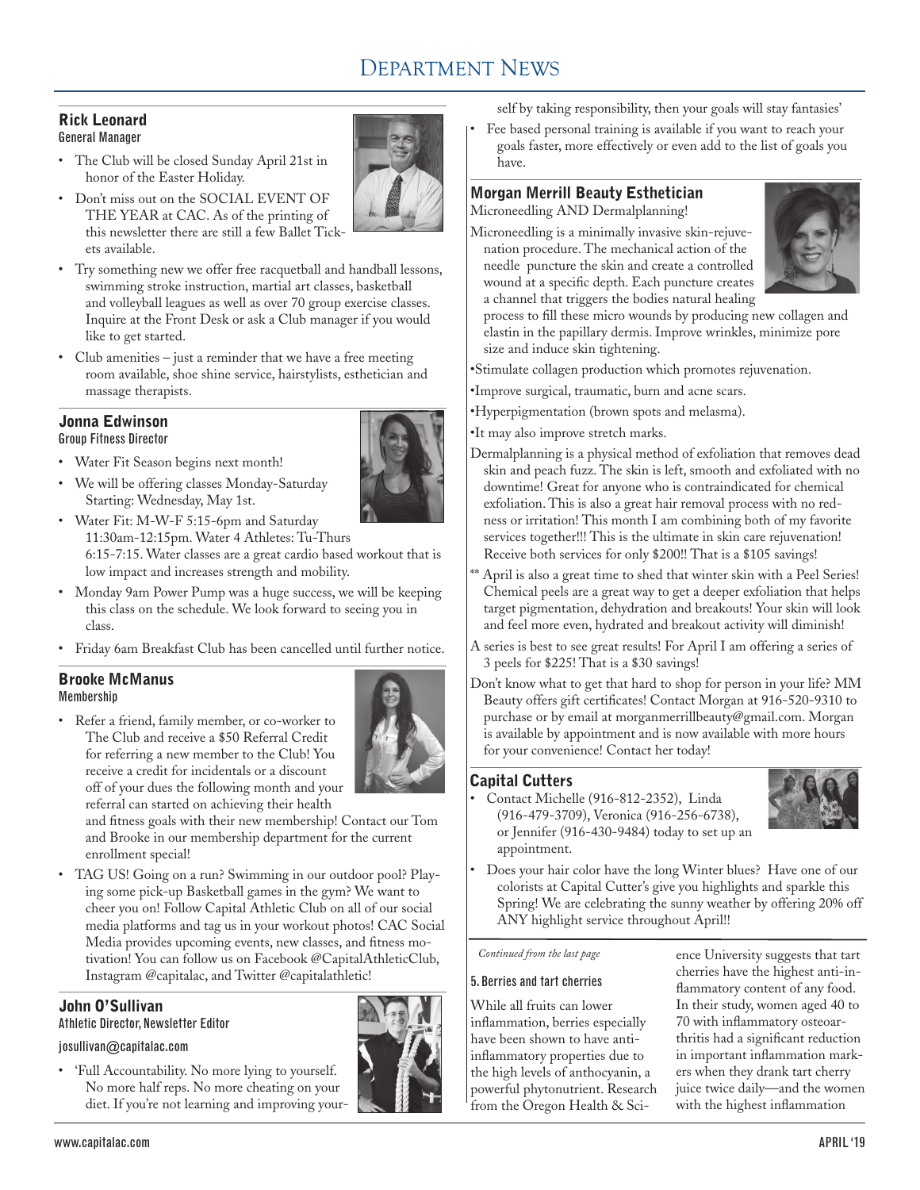# Department News

## Rick Leonard
General Manager

- The Club will be closed Sunday April 21st in honor of the Easter Holiday.
- Don't miss out on the SOCIAL EVENT OF THE YEAR at CAC. As of the printing of this newsletter there are still a few Ballet Tickets available.
- Try something new we offer free racquetball and handball lessons, swimming stroke instruction, martial art classes, basketball and volleyball leagues as well as over 70 group exercise classes. Inquire at the Front Desk or ask a Club manager if you would like to get started.
- Club amenities – just a reminder that we have a free meeting room available, shoe shine service, hairstylists, esthetician and massage therapists.

## Jonna Edwinson
Group Fitness Director

- Water Fit Season begins next month!
- We will be offering classes Monday-Saturday Starting: Wednesday, May 1st.
- Water Fit: M-W-F 5:15-6pm and Saturday 11:30am-12:15pm. Water 4 Athletes: Tu-Thurs 6:15-7:15. Water classes are a great cardio based workout that is low impact and increases strength and mobility.
- Monday 9am Power Pump was a huge success, we will be keeping this class on the schedule. We look forward to seeing you in class.
- Friday 6am Breakfast Club has been cancelled until further notice.

## Brooke McManus
Membership

- Refer a friend, family member, or co-worker to The Club and receive a $50 Referral Credit for referring a new member to the Club! You receive a credit for incidentals or a discount off of your dues the following month and your referral can started on achieving their health and fitness goals with their new membership! Contact our Tom and Brooke in our membership department for the current enrollment special!
- TAG US! Going on a run? Swimming in our outdoor pool? Playing some pick-up Basketball games in the gym? We want to cheer you on! Follow Capital Athletic Club on all of our social media platforms and tag us in your workout photos! CAC Social Media provides upcoming events, new classes, and fitness motivation! You can follow us on Facebook @CapitalAthleticClub, Instagram @capitalac, and Twitter @capitalathletic!

## John O'Sullivan
Athletic Director, Newsletter Editor

josullivan@capitalac.com

- 'Full Accountability. No more lying to yourself. No more half reps. No more cheating on your diet. If you're not learning and improving yourself by taking responsibility, then your goals will stay fantasies'
- Fee based personal training is available if you want to reach your goals faster, more effectively or even add to the list of goals you have.

## Morgan Merrill Beauty Esthetician
Microneedling AND Dermalplanning!

Microneedling is a minimally invasive skin-rejuvenation procedure. The mechanical action of the needle puncture the skin and create a controlled wound at a specific depth. Each puncture creates a channel that triggers the bodies natural healing process to fill these micro wounds by producing new collagen and elastin in the papillary dermis. Improve wrinkles, minimize pore size and induce skin tightening.

•Stimulate collagen production which promotes rejuvenation.

•Improve surgical, traumatic, burn and acne scars.

•Hyperpigmentation (brown spots and melasma).

•It may also improve stretch marks.

Dermalplanning is a physical method of exfoliation that removes dead skin and peach fuzz. The skin is left, smooth and exfoliated with no downtime! Great for anyone who is contraindicated for chemical exfoliation. This is also a great hair removal process with no redness or irritation! This month I am combining both of my favorite services together!!! This is the ultimate in skin care rejuvenation! Receive both services for only $200!! That is a $105 savings!

** April is also a great time to shed that winter skin with a Peel Series! Chemical peels are a great way to get a deeper exfoliation that helps target pigmentation, dehydration and breakouts! Your skin will look and feel more even, hydrated and breakout activity will diminish!

A series is best to see great results! For April I am offering a series of 3 peels for $225! That is a $30 savings!

Don't know what to get that hard to shop for person in your life? MM Beauty offers gift certificates! Contact Morgan at 916-520-9310 to purchase or by email at morganmerrillbeauty@gmail.com. Morgan is available by appointment and is now available with more hours for your convenience! Contact her today!

## Capital Cutters

- Contact Michelle (916-812-2352), Linda (916-479-3709), Veronica (916-256-6738), or Jennifer (916-430-9484) today to set up an appointment.
- Does your hair color have the long Winter blues? Have one of our colorists at Capital Cutter's give you highlights and sparkle this Spring! We are celebrating the sunny weather by offering 20% off ANY highlight service throughout April!!

*Continued from the last page*

### 5. Berries and tart cherries

While all fruits can lower inflammation, berries especially have been shown to have anti-inflammatory properties due to the high levels of anthocyanin, a powerful phytonutrient. Research from the Oregon Health & Science University suggests that tart cherries have the highest anti-inflammatory content of any food. In their study, women aged 40 to 70 with inflammatory osteoarthritis had a significant reduction in important inflammation markers when they drank tart cherry juice twice daily—and the women with the highest inflammation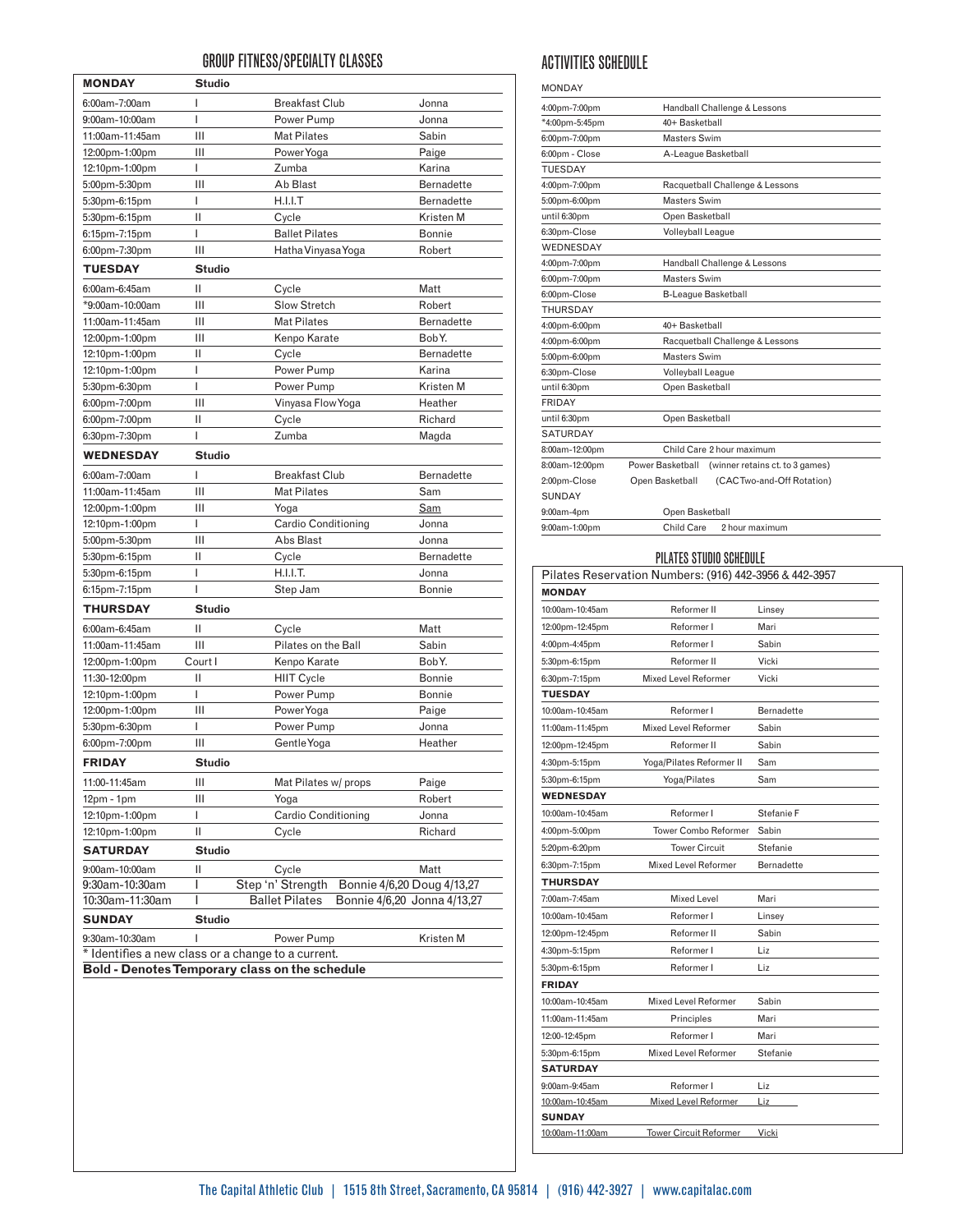## GROUP FITNESS/SPECIALTY CLASSES

| MONDAY | Studio | | |
|---|---|---|---|
| 6:00am-7:00am | I | Breakfast Club | Jonna |
| 9:00am-10:00am | I | Power Pump | Jonna |
| 11:00am-11:45am | III | Mat Pilates | Sabin |
| 12:00pm-1:00pm | III | Power Yoga | Paige |
| 12:10pm-1:00pm | I | Zumba | Karina |
| 5:00pm-5:30pm | III | Ab Blast | Bernadette |
| 5:30pm-6:15pm | I | H.I.I.T | Bernadette |
| 5:30pm-6:15pm | II | Cycle | Kristen M |
| 6:15pm-7:15pm | I | Ballet Pilates | Bonnie |
| 6:00pm-7:30pm | III | Hatha Vinyasa Yoga | Robert |
| **TUESDAY** | **Studio** | | |
| 6:00am-6:45am | II | Cycle | Matt |
| *9:00am-10:00am | III | Slow Stretch | Robert |
| 11:00am-11:45am | III | Mat Pilates | Bernadette |
| 12:00pm-1:00pm | III | Kenpo Karate | Bob Y. |
| 12:10pm-1:00pm | II | Cycle | Bernadette |
| 12:10pm-1:00pm | I | Power Pump | Karina |
| 5:30pm-6:30pm | I | Power Pump | Kristen M |
| 6:00pm-7:00pm | III | Vinyasa Flow Yoga | Heather |
| 6:00pm-7:00pm | II | Cycle | Richard |
| 6:30pm-7:30pm | I | Zumba | Magda |
| **WEDNESDAY** | **Studio** | | |
| 6:00am-7:00am | I | Breakfast Club | Bernadette |
| 11:00am-11:45am | III | Mat Pilates | Sam |
| 12:00pm-1:00pm | III | Yoga | Sam |
| 12:10pm-1:00pm | I | Cardio Conditioning | Jonna |
| 5:00pm-5:30pm | III | Abs Blast | Jonna |
| 5:30pm-6:15pm | II | Cycle | Bernadette |
| 5:30pm-6:15pm | I | H.I.I.T. | Jonna |
| 6:15pm-7:15pm | I | Step Jam | Bonnie |
| **THURSDAY** | **Studio** | | |
| 6:00am-6:45am | II | Cycle | Matt |
| 11:00am-11:45am | III | Pilates on the Ball | Sabin |
| 12:00pm-1:00pm | Court I | Kenpo Karate | Bob Y. |
| 11:30-12:00pm | II | HIIT Cycle | Bonnie |
| 12:10pm-1:00pm | I | Power Pump | Bonnie |
| 12:00pm-1:00pm | III | Power Yoga | Paige |
| 5:30pm-6:30pm | I | Power Pump | Jonna |
| 6:00pm-7:00pm | III | Gentle Yoga | Heather |
| **FRIDAY** | **Studio** | | |
| 11:00-11:45am | III | Mat Pilates w/ props | Paige |
| 12pm - 1pm | III | Yoga | Robert |
| 12:10pm-1:00pm | I | Cardio Conditioning | Jonna |
| 12:10pm-1:00pm | II | Cycle | Richard |
| **SATURDAY** | **Studio** | | |
| 9:00am-10:00am | II | Cycle | Matt |
| 9:30am-10:30am | I | Step 'n' Strength | Bonnie 4/6,20 Doug 4/13,27 |
| 10:30am-11:30am | I | Ballet Pilates | Bonnie 4/6,20 Jonna 4/13,27 |
| **SUNDAY** | **Studio** | | |
| 9:30am-10:30am | I | Power Pump | Kristen M |

* Identifies a new class or a change to a current.

**Bold - Denotes Temporary class on the schedule**

## ACTIVITIES SCHEDULE

| | |
|---|---|
| MONDAY | |
| 4:00pm-7:00pm | Handball Challenge & Lessons |
| *4:00pm-5:45pm | 40+ Basketball |
| 6:00pm-7:00pm | Masters Swim |
| 6:00pm - Close | A-League Basketball |
| TUESDAY | |
| 4:00pm-7:00pm | Racquetball Challenge & Lessons |
| 5:00pm-6:00pm | Masters Swim |
| until 6:30pm | Open Basketball |
| 6:30pm-Close | Volleyball League |
| WEDNESDAY | |
| 4:00pm-7:00pm | Handball Challenge & Lessons |
| 6:00pm-7:00pm | Masters Swim |
| 6:00pm-Close | B-League Basketball |
| THURSDAY | |
| 4:00pm-6:00pm | 40+ Basketball |
| 4:00pm-6:00pm | Racquetball Challenge & Lessons |
| 5:00pm-6:00pm | Masters Swim |
| 6:30pm-Close | Volleyball League |
| until 6:30pm | Open Basketball |
| FRIDAY | |
| until 6:30pm | Open Basketball |
| SATURDAY | |
| 8:00am-12:00pm | Child Care 2 hour maximum |
| 8:00am-12:00pm | Power Basketball (winner retains ct. to 3 games) |
| 2:00pm-Close | Open Basketball (CAC Two-and-Off Rotation) |
| SUNDAY | |
| 9:00am-4pm | Open Basketball |
| 9:00am-1:00pm | Child Care 2 hour maximum |

## PILATES STUDIO SCHEDULE

Pilates Reservation Numbers: (916) 442-3956 & 442-3957

| | | |
|---|---|---|
| **MONDAY** | | |
| 10:00am-10:45am | Reformer II | Linsey |
| 12:00pm-12:45pm | Reformer I | Mari |
| 4:00pm-4:45pm | Reformer I | Sabin |
| 5:30pm-6:15pm | Reformer II | Vicki |
| 6:30pm-7:15pm | Mixed Level Reformer | Vicki |
| **TUESDAY** | | |
| 10:00am-10:45am | Reformer I | Bernadette |
| 11:00am-11:45pm | Mixed Level Reformer | Sabin |
| 12:00pm-12:45pm | Reformer II | Sabin |
| 4:30pm-5:15pm | Yoga/Pilates Reformer II | Sam |
| 5:30pm-6:15pm | Yoga/Pilates | Sam |
| **WEDNESDAY** | | |
| 10:00am-10:45am | Reformer I | Stefanie F |
| 4:00pm-5:00pm | Tower Combo Reformer | Sabin |
| 5:20pm-6:20pm | Tower Circuit | Stefanie |
| 6:30pm-7:15pm | Mixed Level Reformer | Bernadette |
| **THURSDAY** | | |
| 7:00am-7:45am | Mixed Level | Mari |
| 10:00am-10:45am | Reformer I | Linsey |
| 12:00pm-12:45pm | Reformer II | Sabin |
| 4:30pm-5:15pm | Reformer I | Liz |
| 5:30pm-6:15pm | Reformer I | Liz |
| **FRIDAY** | | |
| 10:00am-10:45am | Mixed Level Reformer | Sabin |
| 11:00am-11:45am | Principles | Mari |
| 12:00-12:45pm | Reformer I | Mari |
| 5:30pm-6:15pm | Mixed Level Reformer | Stefanie |
| **SATURDAY** | | |
| 9:00am-9:45am | Reformer I | Liz |
| 10:00am-10:45am | Mixed Level Reformer | Liz |
| **SUNDAY** | | |
| 10:00am-11:00am | Tower Circuit Reformer | Vicki |

The Capital Athletic Club | 1515 8th Street, Sacramento, CA 95814 | (916) 442-3927 | www.capitalac.com